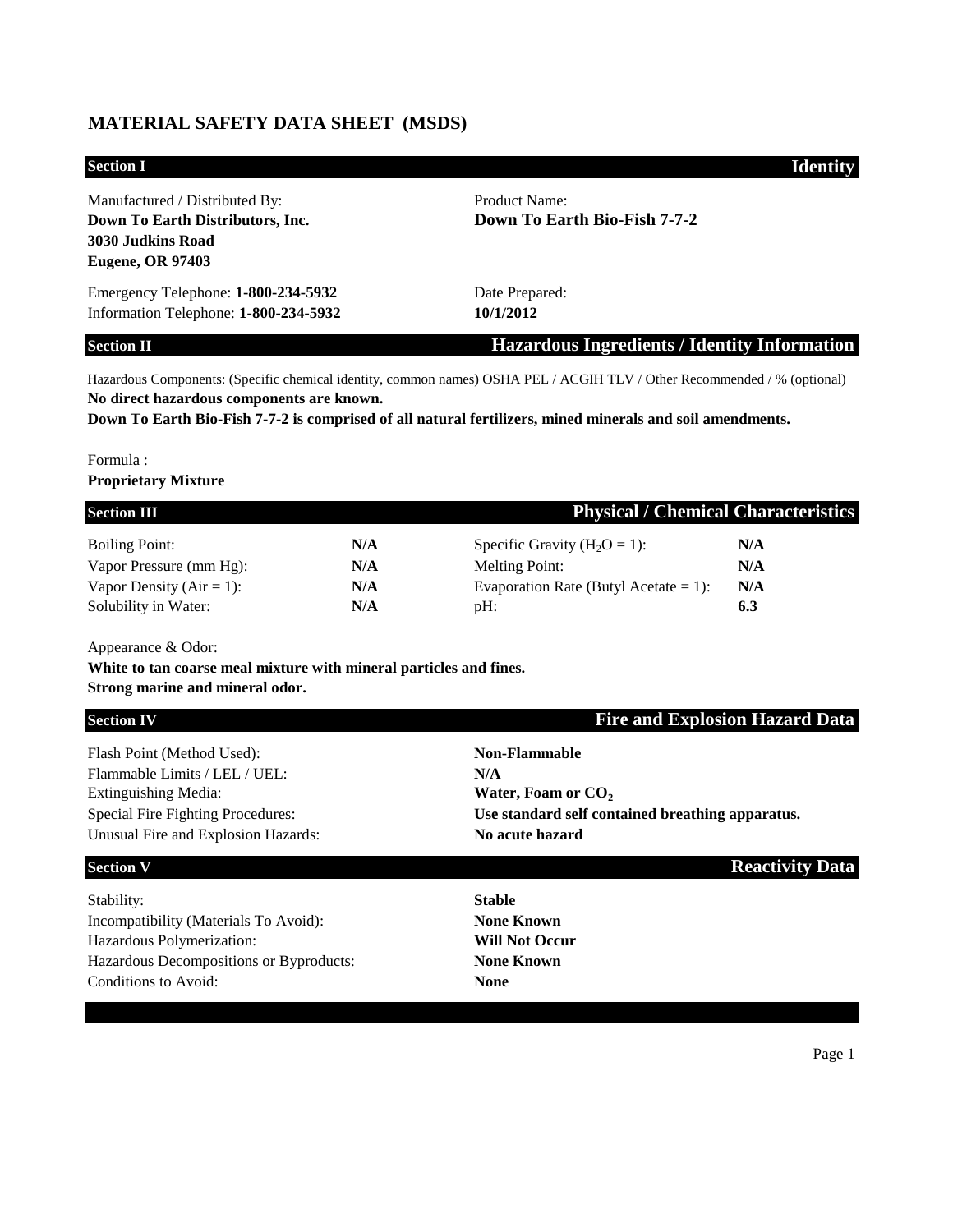# MATERIAL SAFETY DATA SHEET (MSDS)

## Section I — Identity

Manufactured / Distributed By:
**Down To Earth Distributors, Inc.**
**3030 Judkins Road**
**Eugene, OR 97403**

Product Name:
**Down To Earth Bio-Fish 7-7-2**

Emergency Telephone: **1-800-234-5932**
Information Telephone: **1-800-234-5932**

Date Prepared:
**10/1/2012**

## Section II — Hazardous Ingredients / Identity Information

Hazardous Components: (Specific chemical identity, common names) OSHA PEL / ACGIH TLV / Other Recommended / % (optional)
**No direct hazardous components are known.**
**Down To Earth Bio-Fish 7-7-2 is comprised of all natural fertilizers, mined minerals and soil amendments.**

Formula :
**Proprietary Mixture**

## Section III — Physical / Chemical Characteristics

| | | | |
|---|---|---|---|
| Boiling Point: | **N/A** | Specific Gravity ($H_2O = 1$): | **N/A** |
| Vapor Pressure (mm Hg): | **N/A** | Melting Point: | **N/A** |
| Vapor Density (Air = 1): | **N/A** | Evaporation Rate (Butyl Acetate = 1): | **N/A** |
| Solubility in Water: | **N/A** | pH: | **6.3** |

Appearance & Odor:
**White to tan coarse meal mixture with mineral particles and fines.**
**Strong marine and mineral odor.**

## Section IV — Fire and Explosion Hazard Data

| | |
|---|---|
| Flash Point (Method Used): | **Non-Flammable** |
| Flammable Limits / LEL / UEL: | **N/A** |
| Extinguishing Media: | **Water, Foam or $CO_2$** |
| Special Fire Fighting Procedures: | **Use standard self contained breathing apparatus.** |
| Unusual Fire and Explosion Hazards: | **No acute hazard** |

## Section V — Reactivity Data

| | |
|---|---|
| Stability: | **Stable** |
| Incompatibility (Materials To Avoid): | **None Known** |
| Hazardous Polymerization: | **Will Not Occur** |
| Hazardous Decompositions or Byproducts: | **None Known** |
| Conditions to Avoid: | **None** |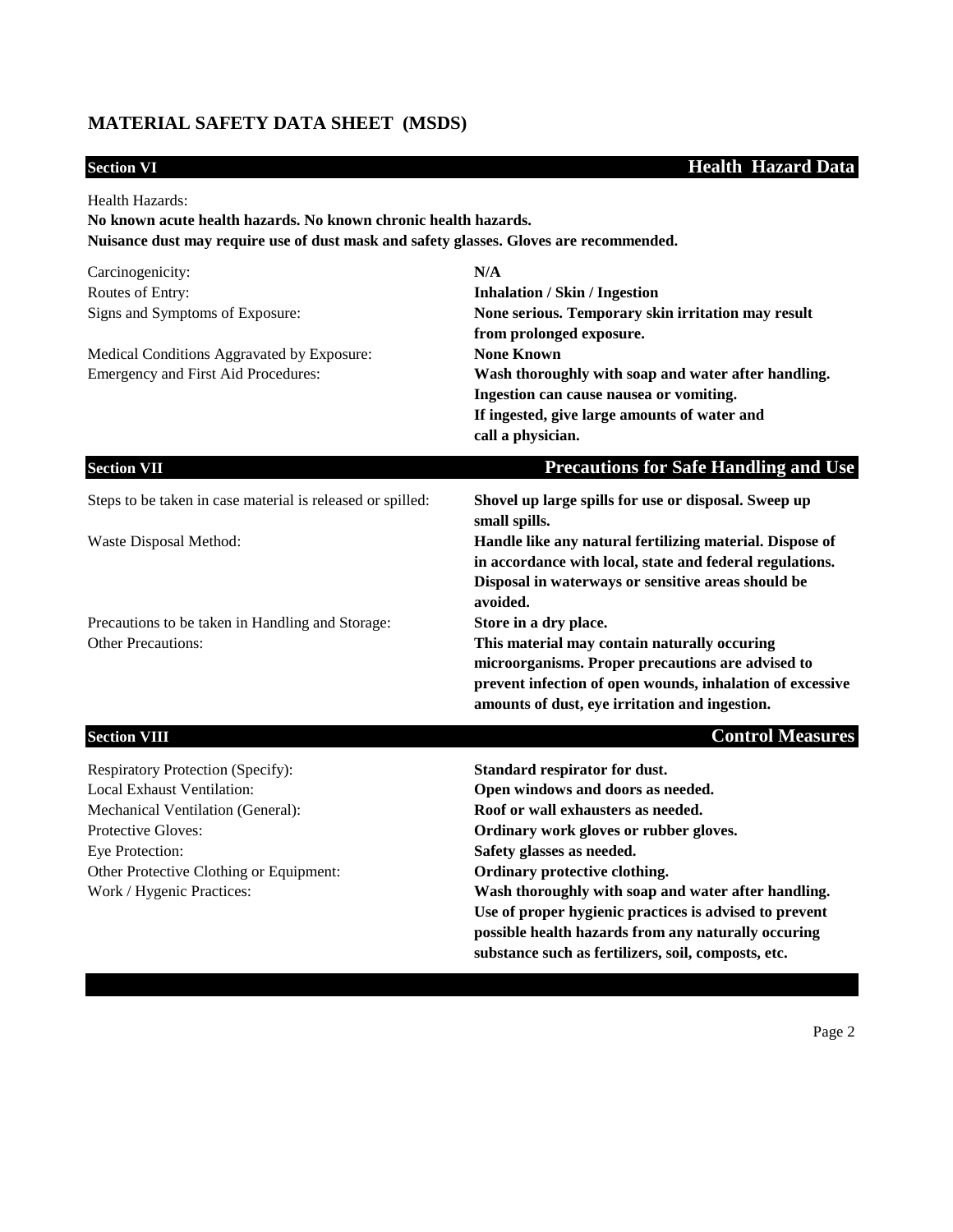# MATERIAL SAFETY DATA SHEET (MSDS)

## Section VI — Health Hazard Data

Health Hazards:

**No known acute health hazards. No known chronic health hazards.**
**Nuisance dust may require use of dust mask and safety glasses. Gloves are recommended.**

| | |
|---|---|
| Carcinogenicity: | **N/A** |
| Routes of Entry: | **Inhalation / Skin / Ingestion** |
| Signs and Symptoms of Exposure: | **None serious. Temporary skin irritation may result from prolonged exposure.** |
| Medical Conditions Aggravated by Exposure: | **None Known** |
| Emergency and First Aid Procedures: | **Wash thoroughly with soap and water after handling. Ingestion can cause nausea or vomiting. If ingested, give large amounts of water and call a physician.** |

## Section VII — Precautions for Safe Handling and Use

| | |
|---|---|
| Steps to be taken in case material is released or spilled: | **Shovel up large spills for use or disposal. Sweep up small spills.** |
| Waste Disposal Method: | **Handle like any natural fertilizing material. Dispose of in accordance with local, state and federal regulations. Disposal in waterways or sensitive areas should be avoided.** |
| Precautions to be taken in Handling and Storage: | **Store in a dry place.** |
| Other Precautions: | **This material may contain naturally occuring microorganisms. Proper precautions are advised to prevent infection of open wounds, inhalation of excessive amounts of dust, eye irritation and ingestion.** |

## Section VIII — Control Measures

| | |
|---|---|
| Respiratory Protection (Specify): | **Standard respirator for dust.** |
| Local Exhaust Ventilation: | **Open windows and doors as needed.** |
| Mechanical Ventilation (General): | **Roof or wall exhausters as needed.** |
| Protective Gloves: | **Ordinary work gloves or rubber gloves.** |
| Eye Protection: | **Safety glasses as needed.** |
| Other Protective Clothing or Equipment: | **Ordinary protective clothing.** |
| Work / Hygenic Practices: | **Wash thoroughly with soap and water after handling. Use of proper hygienic practices is advised to prevent possible health hazards from any naturally occuring substance such as fertilizers, soil, composts, etc.** |